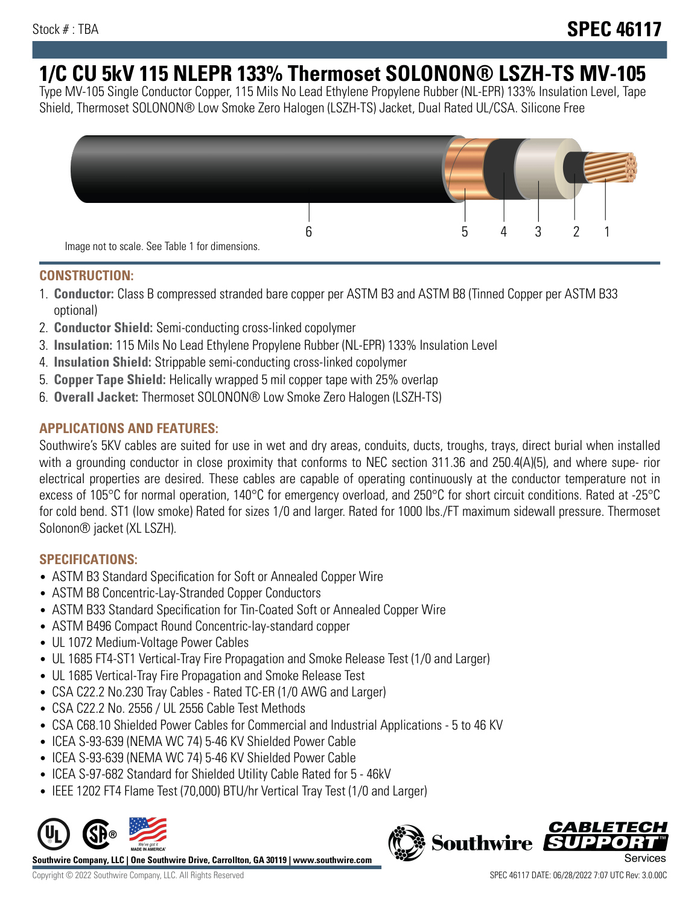Stock # : TBA

# SPEC 46117

# 1/C CU 5kV 115 NLEPR 133% Thermoset SOLONON® LSZH-TS MV-105

Type MV-105 Single Conductor Copper, 115 Mils No Lead Ethylene Propylene Rubber (NL-EPR) 133% Insulation Level, Tape Shield, Thermoset SOLONON® Low Smoke Zero Halogen (LSZH-TS) Jacket, Dual Rated UL/CSA. Silicone Free

6 5 4 3 2 1

Image not to scale. See Table 1 for dimensions.

## CONSTRUCTION:

1. **Conductor:** Class B compressed stranded bare copper per ASTM B3 and ASTM B8 (Tinned Copper per ASTM B33 optional)
2. **Conductor Shield:** Semi-conducting cross-linked copolymer
3. **Insulation:** 115 Mils No Lead Ethylene Propylene Rubber (NL-EPR) 133% Insulation Level
4. **Insulation Shield:** Strippable semi-conducting cross-linked copolymer
5. **Copper Tape Shield:** Helically wrapped 5 mil copper tape with 25% overlap
6. **Overall Jacket:** Thermoset SOLONON® Low Smoke Zero Halogen (LSZH-TS)

## APPLICATIONS AND FEATURES:

Southwire's 5KV cables are suited for use in wet and dry areas, conduits, ducts, troughs, trays, direct burial when installed with a grounding conductor in close proximity that conforms to NEC section 311.36 and 250.4(A)(5), and where supe- rior electrical properties are desired. These cables are capable of operating continuously at the conductor temperature not in excess of 105°C for normal operation, 140°C for emergency overload, and 250°C for short circuit conditions. Rated at -25°C for cold bend. ST1 (low smoke) Rated for sizes 1/0 and larger. Rated for 1000 lbs./FT maximum sidewall pressure. Thermoset Solonon® jacket (XL LSZH).

## SPECIFICATIONS:

- ASTM B3 Standard Specification for Soft or Annealed Copper Wire
- ASTM B8 Concentric-Lay-Stranded Copper Conductors
- ASTM B33 Standard Specification for Tin-Coated Soft or Annealed Copper Wire
- ASTM B496 Compact Round Concentric-lay-standard copper
- UL 1072 Medium-Voltage Power Cables
- UL 1685 FT4-ST1 Vertical-Tray Fire Propagation and Smoke Release Test (1/0 and Larger)
- UL 1685 Vertical-Tray Fire Propagation and Smoke Release Test
- CSA C22.2 No.230 Tray Cables - Rated TC-ER (1/0 AWG and Larger)
- CSA C22.2 No. 2556 / UL 2556 Cable Test Methods
- CSA C68.10 Shielded Power Cables for Commercial and Industrial Applications - 5 to 46 KV
- ICEA S-93-639 (NEMA WC 74) 5-46 KV Shielded Power Cable
- ICEA S-93-639 (NEMA WC 74) 5-46 KV Shielded Power Cable
- ICEA S-97-682 Standard for Shielded Utility Cable Rated for 5 - 46kV
- IEEE 1202 FT4 Flame Test (70,000) BTU/hr Vertical Tray Test (1/0 and Larger)

Southwire Company, LLC | One Southwire Drive, Carrollton, GA 30119 | www.southwire.com

Copyright © 2022 Southwire Company, LLC. All Rights Reserved

SPEC 46117 DATE: 06/28/2022 7:07 UTC Rev: 3.0.00C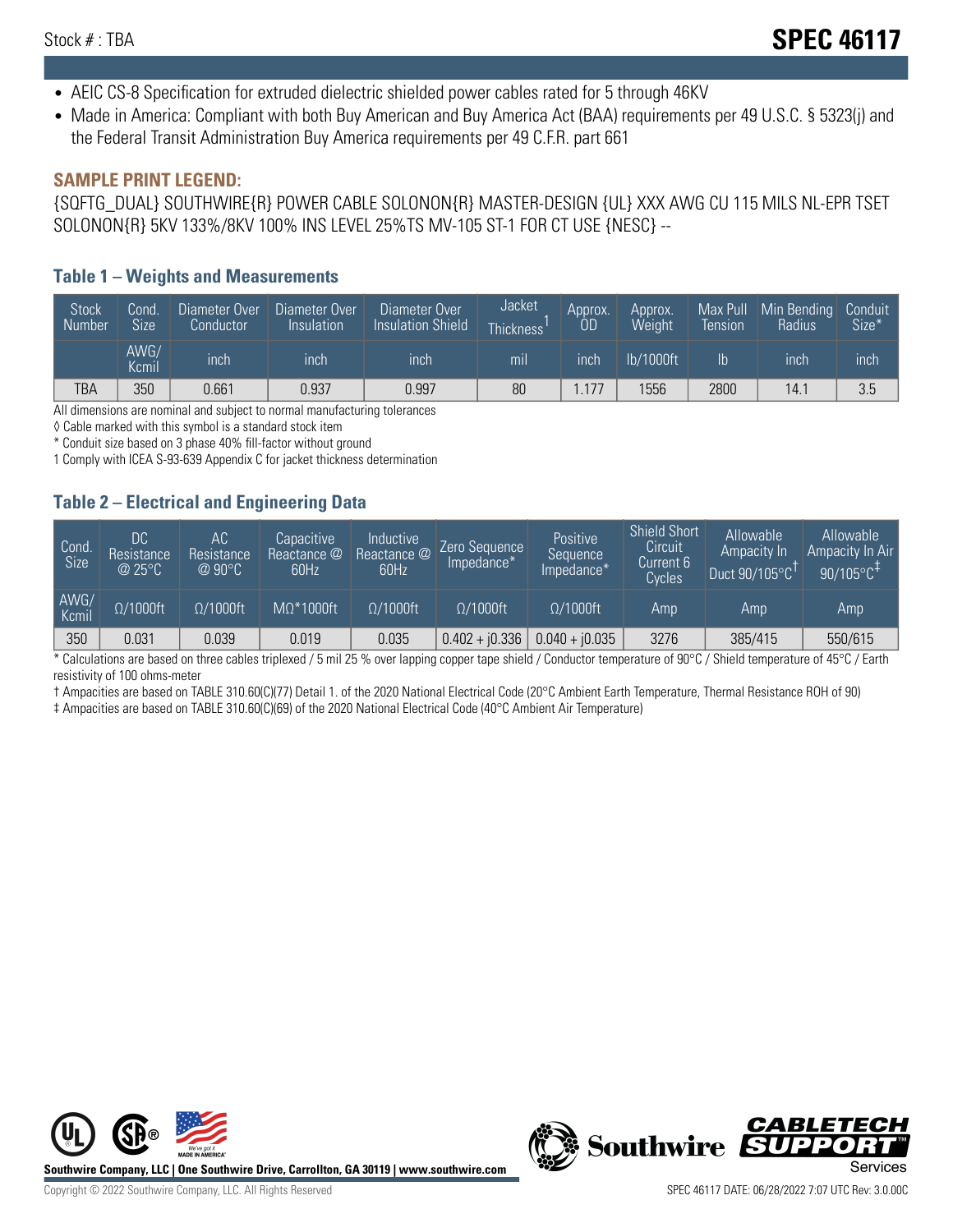Stock # : TBA

# SPEC 46117

- AEIC CS-8 Specification for extruded dielectric shielded power cables rated for 5 through 46KV
- Made in America: Compliant with both Buy American and Buy America Act (BAA) requirements per 49 U.S.C. § 5323(j) and the Federal Transit Administration Buy America requirements per 49 C.F.R. part 661

### SAMPLE PRINT LEGEND:

{SQFTG_DUAL} SOUTHWIRE{R} POWER CABLE SOLONON{R} MASTER-DESIGN {UL} XXX AWG CU 115 MILS NL-EPR TSET SOLONON{R} 5KV 133%/8KV 100% INS LEVEL 25%TS MV-105 ST-1 FOR CT USE {NESC} --

### Table 1 – Weights and Measurements

| Stock Number | Cond. Size | Diameter Over Conductor | Diameter Over Insulation | Diameter Over Insulation Shield | Jacket Thickness[1] | Approx. OD | Approx. Weight | Max Pull Tension | Min Bending Radius | Conduit Size* |
|---|---|---|---|---|---|---|---|---|---|---|
| | AWG/ Kcmil | inch | inch | inch | mil | inch | lb/1000ft | lb | inch | inch |
| TBA | 350 | 0.661 | 0.937 | 0.997 | 80 | 1.177 | 1556 | 2800 | 14.1 | 3.5 |

All dimensions are nominal and subject to normal manufacturing tolerances

◊ Cable marked with this symbol is a standard stock item

\* Conduit size based on 3 phase 40% fill-factor without ground

1 Comply with ICEA S-93-639 Appendix C for jacket thickness determination

### Table 2 – Electrical and Engineering Data

| Cond. Size | DC Resistance @ 25°C | AC Resistance @ 90°C | Capacitive Reactance @ 60Hz | Inductive Reactance @ 60Hz | Zero Sequence Impedance* | Positive Sequence Impedance* | Shield Short Circuit Current 6 Cycles | Allowable Ampacity In Duct 90/105°C† | Allowable Ampacity In Air 90/105°C‡ |
|---|---|---|---|---|---|---|---|---|---|
| AWG/ Kcmil | Ω/1000ft | Ω/1000ft | MΩ*1000ft | Ω/1000ft | Ω/1000ft | Ω/1000ft | Amp | Amp | Amp |
| 350 | 0.031 | 0.039 | 0.019 | 0.035 | 0.402 + j0.336 | 0.040 + j0.035 | 3276 | 385/415 | 550/615 |

\* Calculations are based on three cables triplexed / 5 mil 25 % over lapping copper tape shield / Conductor temperature of 90°C / Shield temperature of 45°C / Earth resistivity of 100 ohms-meter

† Ampacities are based on TABLE 310.60(C)(77) Detail 1. of the 2020 National Electrical Code (20°C Ambient Earth Temperature, Thermal Resistance ROH of 90)

‡ Ampacities are based on TABLE 310.60(C)(69) of the 2020 National Electrical Code (40°C Ambient Air Temperature)

Southwire Company, LLC | One Southwire Drive, Carrollton, GA 30119 | www.southwire.com

Copyright © 2022 Southwire Company, LLC. All Rights Reserved

SPEC 46117 DATE: 06/28/2022 7:07 UTC Rev: 3.0.00C